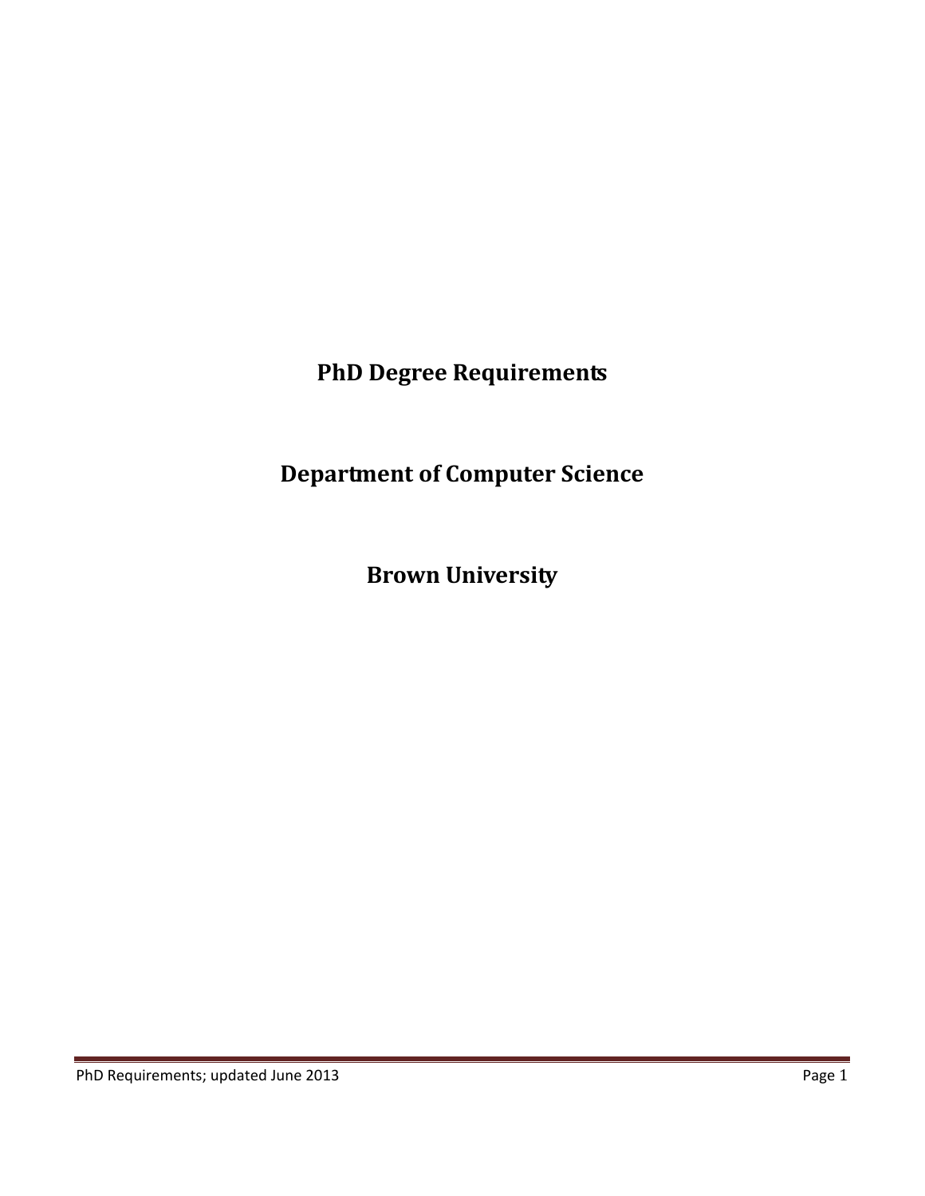# PhD Degree Requirements

# Department of Computer Science

# Brown University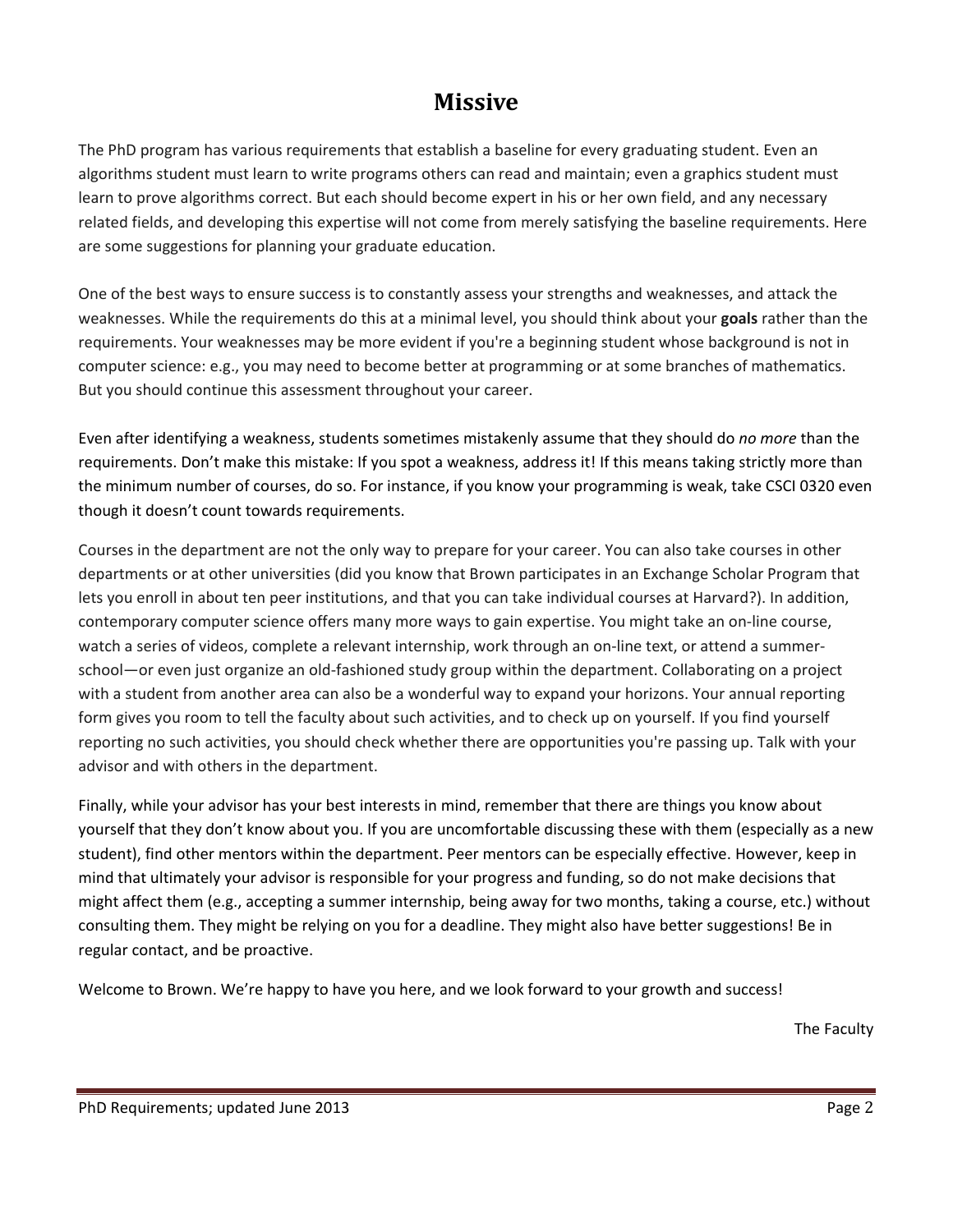# Missive

The PhD program has various requirements that establish a baseline for every graduating student. Even an algorithms student must learn to write programs others can read and maintain; even a graphics student must learn to prove algorithms correct. But each should become expert in his or her own field, and any necessary related fields, and developing this expertise will not come from merely satisfying the baseline requirements. Here are some suggestions for planning your graduate education.

One of the best ways to ensure success is to constantly assess your strengths and weaknesses, and attack the weaknesses. While the requirements do this at a minimal level, you should think about your **goals** rather than the requirements. Your weaknesses may be more evident if you're a beginning student whose background is not in computer science: e.g., you may need to become better at programming or at some branches of mathematics. But you should continue this assessment throughout your career.

Even after identifying a weakness, students sometimes mistakenly assume that they should do *no more* than the requirements. Don't make this mistake: If you spot a weakness, address it! If this means taking strictly more than the minimum number of courses, do so. For instance, if you know your programming is weak, take CSCI 0320 even though it doesn't count towards requirements.

Courses in the department are not the only way to prepare for your career. You can also take courses in other departments or at other universities (did you know that Brown participates in an Exchange Scholar Program that lets you enroll in about ten peer institutions, and that you can take individual courses at Harvard?). In addition, contemporary computer science offers many more ways to gain expertise. You might take an on-line course, watch a series of videos, complete a relevant internship, work through an on-line text, or attend a summer-school—or even just organize an old-fashioned study group within the department. Collaborating on a project with a student from another area can also be a wonderful way to expand your horizons. Your annual reporting form gives you room to tell the faculty about such activities, and to check up on yourself. If you find yourself reporting no such activities, you should check whether there are opportunities you're passing up. Talk with your advisor and with others in the department.

Finally, while your advisor has your best interests in mind, remember that there are things you know about yourself that they don't know about you. If you are uncomfortable discussing these with them (especially as a new student), find other mentors within the department. Peer mentors can be especially effective. However, keep in mind that ultimately your advisor is responsible for your progress and funding, so do not make decisions that might affect them (e.g., accepting a summer internship, being away for two months, taking a course, etc.) without consulting them. They might be relying on you for a deadline. They might also have better suggestions! Be in regular contact, and be proactive.

Welcome to Brown. We're happy to have you here, and we look forward to your growth and success!

The Faculty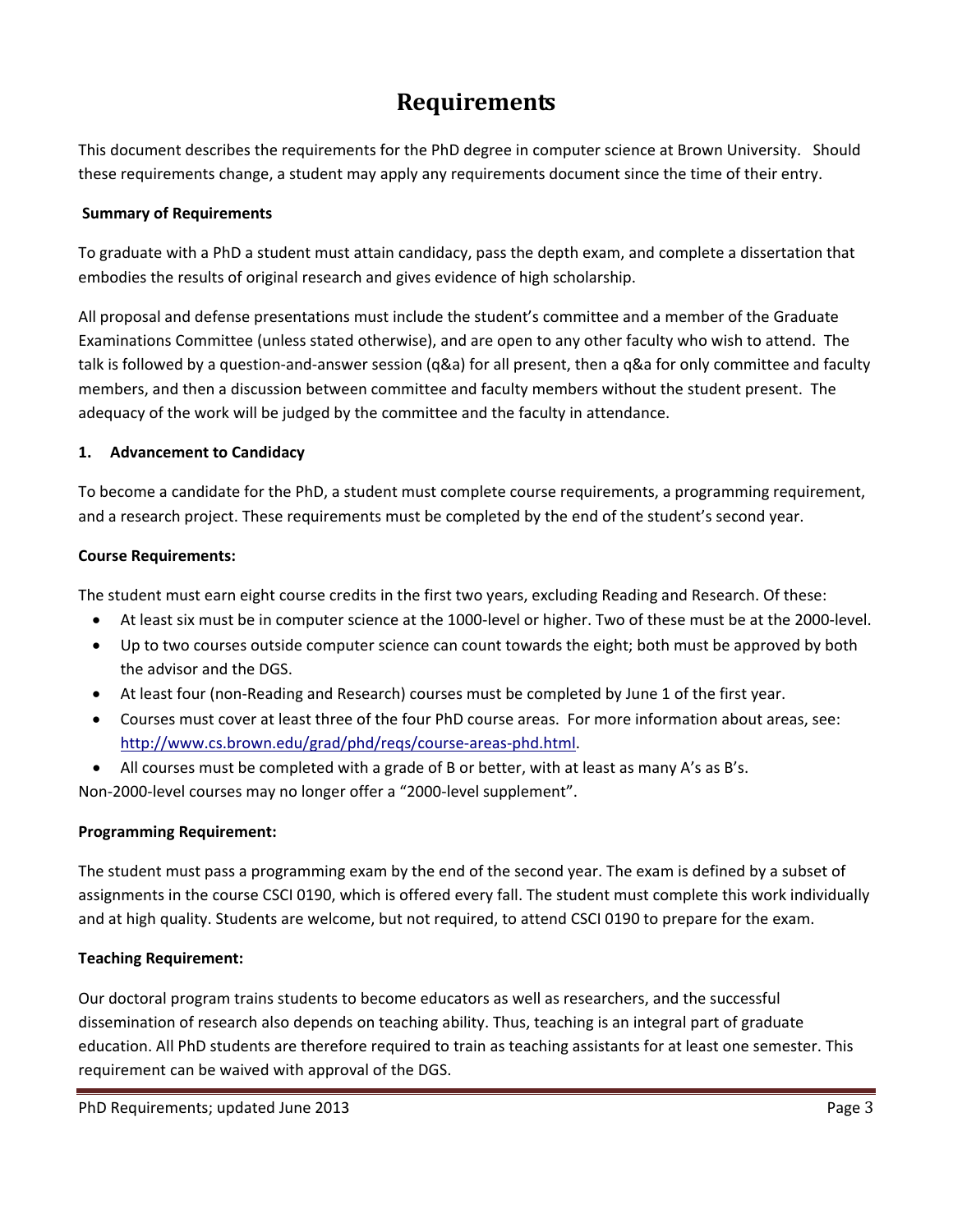# Requirements

This document describes the requirements for the PhD degree in computer science at Brown University. Should these requirements change, a student may apply any requirements document since the time of their entry.

**Summary of Requirements**

To graduate with a PhD a student must attain candidacy, pass the depth exam, and complete a dissertation that embodies the results of original research and gives evidence of high scholarship.

All proposal and defense presentations must include the student's committee and a member of the Graduate Examinations Committee (unless stated otherwise), and are open to any other faculty who wish to attend. The talk is followed by a question-and-answer session (q&a) for all present, then a q&a for only committee and faculty members, and then a discussion between committee and faculty members without the student present. The adequacy of the work will be judged by the committee and the faculty in attendance.

## 1. Advancement to Candidacy

To become a candidate for the PhD, a student must complete course requirements, a programming requirement, and a research project. These requirements must be completed by the end of the student's second year.

**Course Requirements:**

The student must earn eight course credits in the first two years, excluding Reading and Research. Of these:

- At least six must be in computer science at the 1000-level or higher. Two of these must be at the 2000-level.
- Up to two courses outside computer science can count towards the eight; both must be approved by both the advisor and the DGS.
- At least four (non-Reading and Research) courses must be completed by June 1 of the first year.
- Courses must cover at least three of the four PhD course areas. For more information about areas, see: http://www.cs.brown.edu/grad/phd/reqs/course-areas-phd.html.
- All courses must be completed with a grade of B or better, with at least as many A's as B's.

Non-2000-level courses may no longer offer a "2000-level supplement".

**Programming Requirement:**

The student must pass a programming exam by the end of the second year. The exam is defined by a subset of assignments in the course CSCI 0190, which is offered every fall. The student must complete this work individually and at high quality. Students are welcome, but not required, to attend CSCI 0190 to prepare for the exam.

**Teaching Requirement:**

Our doctoral program trains students to become educators as well as researchers, and the successful dissemination of research also depends on teaching ability. Thus, teaching is an integral part of graduate education. All PhD students are therefore required to train as teaching assistants for at least one semester. This requirement can be waived with approval of the DGS.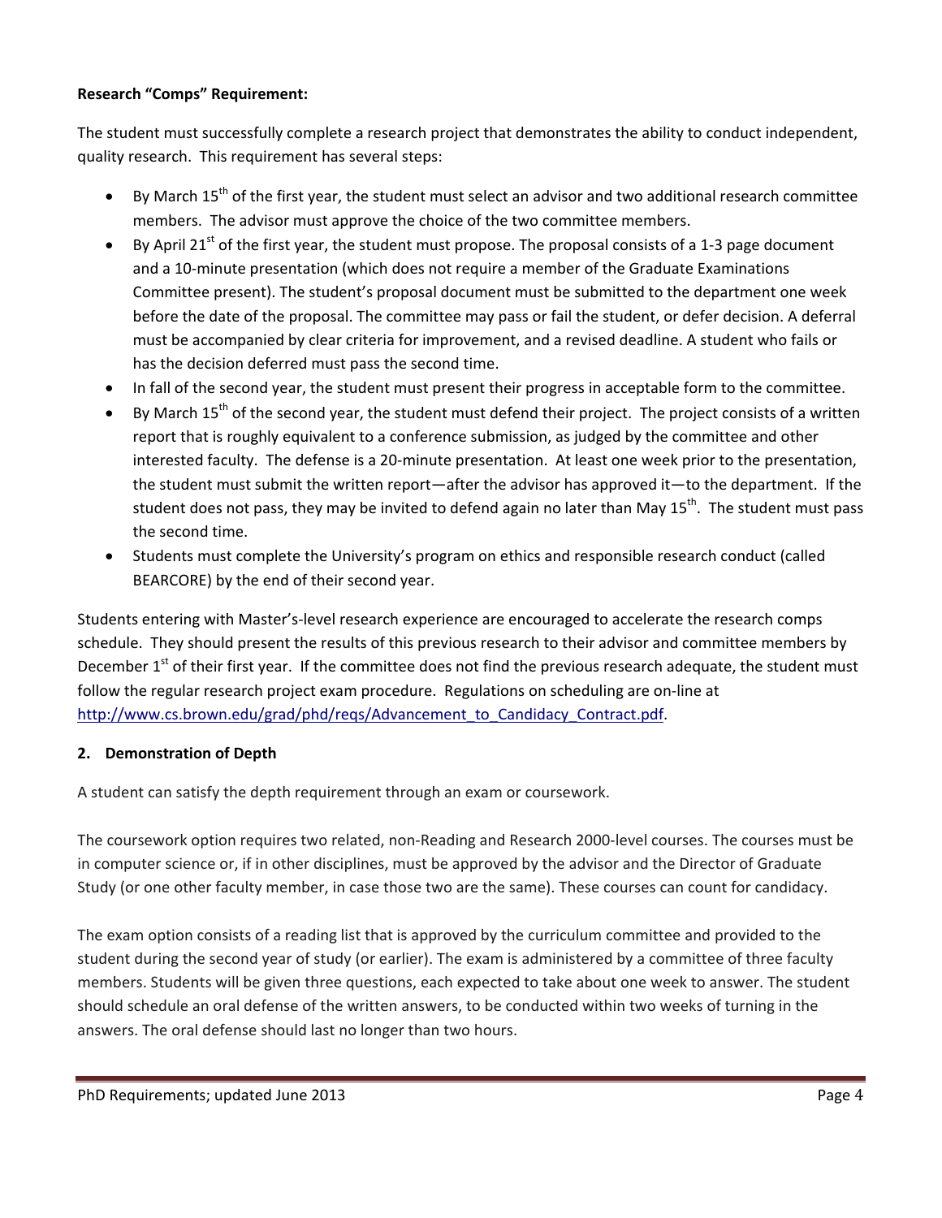**Research "Comps" Requirement:**

The student must successfully complete a research project that demonstrates the ability to conduct independent, quality research. This requirement has several steps:

- By March 15th of the first year, the student must select an advisor and two additional research committee members. The advisor must approve the choice of the two committee members.
- By April 21st of the first year, the student must propose. The proposal consists of a 1-3 page document and a 10-minute presentation (which does not require a member of the Graduate Examinations Committee present). The student's proposal document must be submitted to the department one week before the date of the proposal. The committee may pass or fail the student, or defer decision. A deferral must be accompanied by clear criteria for improvement, and a revised deadline. A student who fails or has the decision deferred must pass the second time.
- In fall of the second year, the student must present their progress in acceptable form to the committee.
- By March 15th of the second year, the student must defend their project. The project consists of a written report that is roughly equivalent to a conference submission, as judged by the committee and other interested faculty. The defense is a 20-minute presentation. At least one week prior to the presentation, the student must submit the written report—after the advisor has approved it—to the department. If the student does not pass, they may be invited to defend again no later than May 15th. The student must pass the second time.
- Students must complete the University's program on ethics and responsible research conduct (called BEARCORE) by the end of their second year.

Students entering with Master's-level research experience are encouraged to accelerate the research comps schedule. They should present the results of this previous research to their advisor and committee members by December 1st of their first year. If the committee does not find the previous research adequate, the student must follow the regular research project exam procedure. Regulations on scheduling are on-line at http://www.cs.brown.edu/grad/phd/reqs/Advancement_to_Candidacy_Contract.pdf.

## 2. Demonstration of Depth

A student can satisfy the depth requirement through an exam or coursework.

The coursework option requires two related, non-Reading and Research 2000-level courses. The courses must be in computer science or, if in other disciplines, must be approved by the advisor and the Director of Graduate Study (or one other faculty member, in case those two are the same). These courses can count for candidacy.

The exam option consists of a reading list that is approved by the curriculum committee and provided to the student during the second year of study (or earlier). The exam is administered by a committee of three faculty members. Students will be given three questions, each expected to take about one week to answer. The student should schedule an oral defense of the written answers, to be conducted within two weeks of turning in the answers. The oral defense should last no longer than two hours.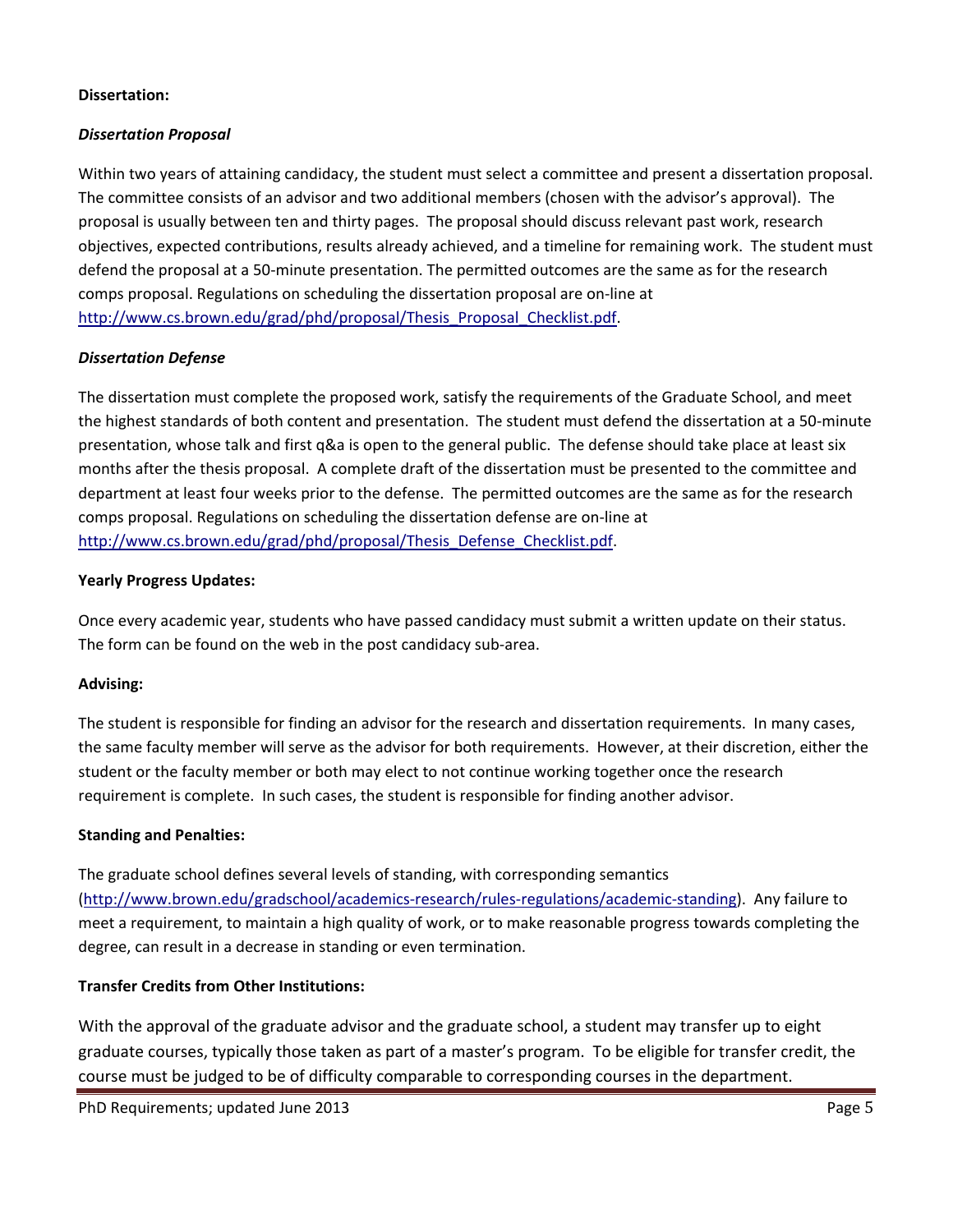**Dissertation:**

***Dissertation Proposal***

Within two years of attaining candidacy, the student must select a committee and present a dissertation proposal. The committee consists of an advisor and two additional members (chosen with the advisor's approval). The proposal is usually between ten and thirty pages. The proposal should discuss relevant past work, research objectives, expected contributions, results already achieved, and a timeline for remaining work. The student must defend the proposal at a 50-minute presentation. The permitted outcomes are the same as for the research comps proposal. Regulations on scheduling the dissertation proposal are on-line at [http://www.cs.brown.edu/grad/phd/proposal/Thesis_Proposal_Checklist.pdf](http://www.cs.brown.edu/grad/phd/proposal/Thesis_Proposal_Checklist.pdf).

***Dissertation Defense***

The dissertation must complete the proposed work, satisfy the requirements of the Graduate School, and meet the highest standards of both content and presentation. The student must defend the dissertation at a 50-minute presentation, whose talk and first q&a is open to the general public. The defense should take place at least six months after the thesis proposal. A complete draft of the dissertation must be presented to the committee and department at least four weeks prior to the defense. The permitted outcomes are the same as for the research comps proposal. Regulations on scheduling the dissertation defense are on-line at [http://www.cs.brown.edu/grad/phd/proposal/Thesis_Defense_Checklist.pdf](http://www.cs.brown.edu/grad/phd/proposal/Thesis_Defense_Checklist.pdf).

**Yearly Progress Updates:**

Once every academic year, students who have passed candidacy must submit a written update on their status. The form can be found on the web in the post candidacy sub-area.

**Advising:**

The student is responsible for finding an advisor for the research and dissertation requirements. In many cases, the same faculty member will serve as the advisor for both requirements. However, at their discretion, either the student or the faculty member or both may elect to not continue working together once the research requirement is complete. In such cases, the student is responsible for finding another advisor.

**Standing and Penalties:**

The graduate school defines several levels of standing, with corresponding semantics ([http://www.brown.edu/gradschool/academics-research/rules-regulations/academic-standing](http://www.brown.edu/gradschool/academics-research/rules-regulations/academic-standing)). Any failure to meet a requirement, to maintain a high quality of work, or to make reasonable progress towards completing the degree, can result in a decrease in standing or even termination.

**Transfer Credits from Other Institutions:**

With the approval of the graduate advisor and the graduate school, a student may transfer up to eight graduate courses, typically those taken as part of a master's program. To be eligible for transfer credit, the course must be judged to be of difficulty comparable to corresponding courses in the department.